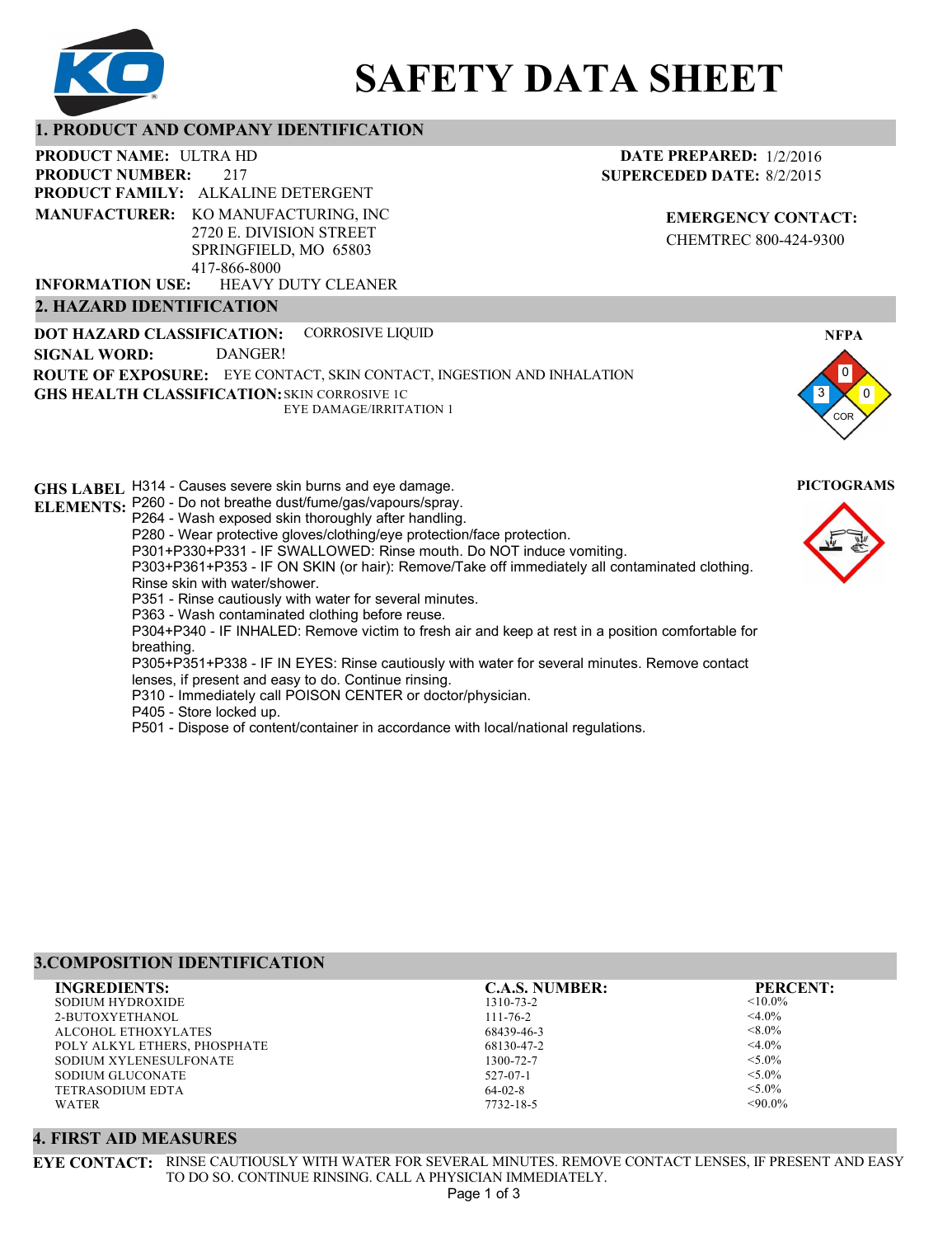# SAFETY DATA SHEET

## 1. PRODUCT AND COMPANY IDENTIFICATION

**PRODUCT NAME:** ULTRA HD
**PRODUCT NUMBER:** 217
**PRODUCT FAMILY:** ALKALINE DETERGENT
**MANUFACTURER:** KO MANUFACTURING, INC
2720 E. DIVISION STREET
SPRINGFIELD, MO 65803
417-866-8000
**INFORMATION USE:** HEAVY DUTY CLEANER

**DATE PREPARED:** 1/2/2016
**SUPERCEDED DATE:** 8/2/2015

**EMERGENCY CONTACT:**
CHEMTREC 800-424-9300

## 2. HAZARD IDENTIFICATION

**DOT HAZARD CLASSIFICATION:** CORROSIVE LIQUID
**SIGNAL WORD:** DANGER!
**ROUTE OF EXPOSURE:** EYE CONTACT, SKIN CONTACT, INGESTION AND INHALATION
**GHS HEALTH CLASSIFICATION:** SKIN CORROSIVE 1C
EYE DAMAGE/IRRITATION 1

**NFPA**
Health: 3
Flammability: 0
Reactivity: 0
Special: COR

**GHS LABEL ELEMENTS:**
H314 - Causes severe skin burns and eye damage.
P260 - Do not breathe dust/fume/gas/vapours/spray.
P264 - Wash exposed skin thoroughly after handling.
P280 - Wear protective gloves/clothing/eye protection/face protection.
P301+P330+P331 - IF SWALLOWED: Rinse mouth. Do NOT induce vomiting.
P303+P361+P353 - IF ON SKIN (or hair): Remove/Take off immediately all contaminated clothing. Rinse skin with water/shower.
P351 - Rinse cautiously with water for several minutes.
P363 - Wash contaminated clothing before reuse.
P304+P340 - IF INHALED: Remove victim to fresh air and keep at rest in a position comfortable for breathing.
P305+P351+P338 - IF IN EYES: Rinse cautiously with water for several minutes. Remove contact lenses, if present and easy to do. Continue rinsing.
P310 - Immediately call POISON CENTER or doctor/physician.
P405 - Store locked up.
P501 - Dispose of content/container in accordance with local/national regulations.

**PICTOGRAMS**

## 3.COMPOSITION IDENTIFICATION

| INGREDIENTS: | C.A.S. NUMBER: | PERCENT: |
|---|---|---|
| SODIUM HYDROXIDE | 1310-73-2 | <10.0% |
| 2-BUTOXYETHANOL | 111-76-2 | <4.0% |
| ALCOHOL ETHOXYLATES | 68439-46-3 | <8.0% |
| POLY ALKYL ETHERS, PHOSPHATE | 68130-47-2 | <4.0% |
| SODIUM XYLENESULFONATE | 1300-72-7 | <5.0% |
| SODIUM GLUCONATE | 527-07-1 | <5.0% |
| TETRASODIUM EDTA | 64-02-8 | <5.0% |
| WATER | 7732-18-5 | <90.0% |

## 4. FIRST AID MEASURES

**EYE CONTACT:** RINSE CAUTIOUSLY WITH WATER FOR SEVERAL MINUTES. REMOVE CONTACT LENSES, IF PRESENT AND EASY TO DO SO. CONTINUE RINSING. CALL A PHYSICIAN IMMEDIATELY.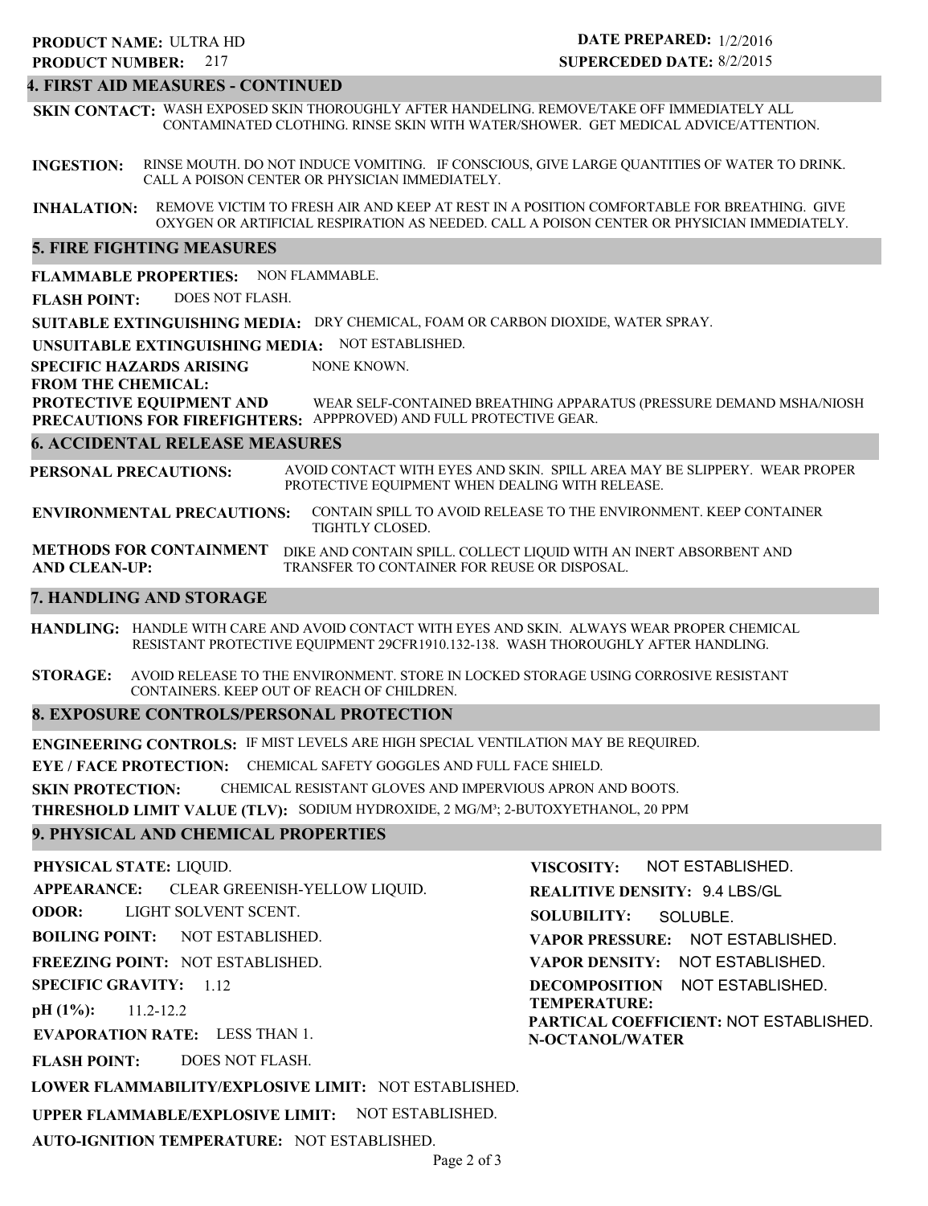**PRODUCT NAME:** ULTRA HD
**PRODUCT NUMBER:** 217

**DATE PREPARED:** 1/2/2016
**SUPERCEDED DATE:** 8/2/2015

## 4. FIRST AID MEASURES - CONTINUED

**SKIN CONTACT:** WASH EXPOSED SKIN THOROUGHLY AFTER HANDELING. REMOVE/TAKE OFF IMMEDIATELY ALL CONTAMINATED CLOTHING. RINSE SKIN WITH WATER/SHOWER. GET MEDICAL ADVICE/ATTENTION.

**INGESTION:** RINSE MOUTH. DO NOT INDUCE VOMITING. IF CONSCIOUS, GIVE LARGE QUANTITIES OF WATER TO DRINK. CALL A POISON CENTER OR PHYSICIAN IMMEDIATELY.

**INHALATION:** REMOVE VICTIM TO FRESH AIR AND KEEP AT REST IN A POSITION COMFORTABLE FOR BREATHING. GIVE OXYGEN OR ARTIFICIAL RESPIRATION AS NEEDED. CALL A POISON CENTER OR PHYSICIAN IMMEDIATELY.

## 5. FIRE FIGHTING MEASURES

**FLAMMABLE PROPERTIES:** NON FLAMMABLE.

**FLASH POINT:** DOES NOT FLASH.

**SUITABLE EXTINGUISHING MEDIA:** DRY CHEMICAL, FOAM OR CARBON DIOXIDE, WATER SPRAY.

**UNSUITABLE EXTINGUISHING MEDIA:** NOT ESTABLISHED.

**SPECIFIC HAZARDS ARISING FROM THE CHEMICAL:** NONE KNOWN.

**PROTECTIVE EQUIPMENT AND PRECAUTIONS FOR FIREFIGHTERS:** WEAR SELF-CONTAINED BREATHING APPARATUS (PRESSURE DEMAND MSHA/NIOSH APPPROVED) AND FULL PROTECTIVE GEAR.

## 6. ACCIDENTAL RELEASE MEASURES

**PERSONAL PRECAUTIONS:** AVOID CONTACT WITH EYES AND SKIN. SPILL AREA MAY BE SLIPPERY. WEAR PROPER PROTECTIVE EQUIPMENT WHEN DEALING WITH RELEASE.

**ENVIRONMENTAL PRECAUTIONS:** CONTAIN SPILL TO AVOID RELEASE TO THE ENVIRONMENT. KEEP CONTAINER TIGHTLY CLOSED.

**METHODS FOR CONTAINMENT AND CLEAN-UP:** DIKE AND CONTAIN SPILL. COLLECT LIQUID WITH AN INERT ABSORBENT AND TRANSFER TO CONTAINER FOR REUSE OR DISPOSAL.

## 7. HANDLING AND STORAGE

**HANDLING:** HANDLE WITH CARE AND AVOID CONTACT WITH EYES AND SKIN. ALWAYS WEAR PROPER CHEMICAL RESISTANT PROTECTIVE EQUIPMENT 29CFR1910.132-138. WASH THOROUGHLY AFTER HANDLING.

**STORAGE:** AVOID RELEASE TO THE ENVIRONMENT. STORE IN LOCKED STORAGE USING CORROSIVE RESISTANT CONTAINERS. KEEP OUT OF REACH OF CHILDREN.

## 8. EXPOSURE CONTROLS/PERSONAL PROTECTION

**ENGINEERING CONTROLS:** IF MIST LEVELS ARE HIGH SPECIAL VENTILATION MAY BE REQUIRED.

**EYE / FACE PROTECTION:** CHEMICAL SAFETY GOGGLES AND FULL FACE SHIELD.

**SKIN PROTECTION:** CHEMICAL RESISTANT GLOVES AND IMPERVIOUS APRON AND BOOTS.

**THRESHOLD LIMIT VALUE (TLV):** SODIUM HYDROXIDE, 2 MG/M³; 2-BUTOXYETHANOL, 20 PPM

## 9. PHYSICAL AND CHEMICAL PROPERTIES

**PHYSICAL STATE:** LIQUID.

**APPEARANCE:** CLEAR GREENISH-YELLOW LIQUID.

**ODOR:** LIGHT SOLVENT SCENT.

**BOILING POINT:** NOT ESTABLISHED.

**FREEZING POINT:** NOT ESTABLISHED.

**SPECIFIC GRAVITY:** 1.12

**pH (1%):** 11.2-12.2

**EVAPORATION RATE:** LESS THAN 1.

**FLASH POINT:** DOES NOT FLASH.

**LOWER FLAMMABILITY/EXPLOSIVE LIMIT:** NOT ESTABLISHED.

**UPPER FLAMMABLE/EXPLOSIVE LIMIT:** NOT ESTABLISHED.

**AUTO-IGNITION TEMPERATURE:** NOT ESTABLISHED.

**VISCOSITY:** NOT ESTABLISHED.

**REALITIVE DENSITY:** 9.4 LBS/GL

**SOLUBILITY:** SOLUBLE.

**VAPOR PRESSURE:** NOT ESTABLISHED.

**VAPOR DENSITY:** NOT ESTABLISHED.

**DECOMPOSITION TEMPERATURE:** NOT ESTABLISHED.

**PARTICAL COEFFICIENT: N-OCTANOL/WATER** NOT ESTABLISHED.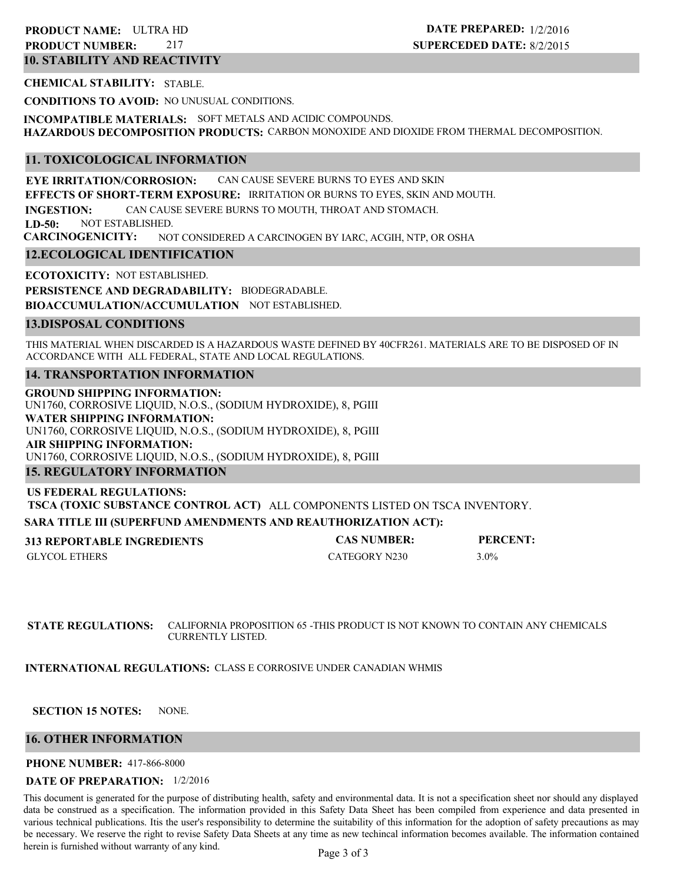**PRODUCT NAME:** ULTRA HD
**PRODUCT NUMBER:** 217

**DATE PREPARED:** 1/2/2016
**SUPERCEDED DATE:** 8/2/2015

## 10. STABILITY AND REACTIVITY

**CHEMICAL STABILITY:** STABLE.

**CONDITIONS TO AVOID:** NO UNUSUAL CONDITIONS.

**INCOMPATIBLE MATERIALS:** SOFT METALS AND ACIDIC COMPOUNDS.

**HAZARDOUS DECOMPOSITION PRODUCTS:** CARBON MONOXIDE AND DIOXIDE FROM THERMAL DECOMPOSITION.

## 11. TOXICOLOGICAL INFORMATION

**EYE IRRITATION/CORROSION:** CAN CAUSE SEVERE BURNS TO EYES AND SKIN

**EFFECTS OF SHORT-TERM EXPOSURE:** IRRITATION OR BURNS TO EYES, SKIN AND MOUTH.

**INGESTION:** CAN CAUSE SEVERE BURNS TO MOUTH, THROAT AND STOMACH.

**LD-50:** NOT ESTABLISHED.

**CARCINOGENICITY:** NOT CONSIDERED A CARCINOGEN BY IARC, ACGIH, NTP, OR OSHA

## 12.ECOLOGICAL IDENTIFICATION

**ECOTOXICITY:** NOT ESTABLISHED.

**PERSISTENCE AND DEGRADABILITY:** BIODEGRADABLE.

**BIOACCUMULATION/ACCUMULATION** NOT ESTABLISHED.

## 13.DISPOSAL CONDITIONS

THIS MATERIAL WHEN DISCARDED IS A HAZARDOUS WASTE DEFINED BY 40CFR261. MATERIALS ARE TO BE DISPOSED OF IN ACCORDANCE WITH ALL FEDERAL, STATE AND LOCAL REGULATIONS.

## 14. TRANSPORTATION INFORMATION

**GROUND SHIPPING INFORMATION:**
UN1760, CORROSIVE LIQUID, N.O.S., (SODIUM HYDROXIDE), 8, PGIII

**WATER SHIPPING INFORMATION:**
UN1760, CORROSIVE LIQUID, N.O.S., (SODIUM HYDROXIDE), 8, PGIII

**AIR SHIPPING INFORMATION:**
UN1760, CORROSIVE LIQUID, N.O.S., (SODIUM HYDROXIDE), 8, PGIII

## 15. REGULATORY INFORMATION

**US FEDERAL REGULATIONS:**

**TSCA (TOXIC SUBSTANCE CONTROL ACT)** ALL COMPONENTS LISTED ON TSCA INVENTORY.

**SARA TITLE III (SUPERFUND AMENDMENTS AND REAUTHORIZATION ACT):**

| 313 REPORTABLE INGREDIENTS | CAS NUMBER: | PERCENT: |
|---|---|---|
| GLYCOL ETHERS | CATEGORY N230 | 3.0% |

**STATE REGULATIONS:** CALIFORNIA PROPOSITION 65 -THIS PRODUCT IS NOT KNOWN TO CONTAIN ANY CHEMICALS CURRENTLY LISTED.

**INTERNATIONAL REGULATIONS:** CLASS E CORROSIVE UNDER CANADIAN WHMIS

**SECTION 15 NOTES:** NONE.

## 16. OTHER INFORMATION

**PHONE NUMBER:** 417-866-8000

**DATE OF PREPARATION:** 1/2/2016

This document is generated for the purpose of distributing health, safety and environmental data. It is not a specification sheet nor should any displayed data be construed as a specification. The information provided in this Safety Data Sheet has been compiled from experience and data presented in various technical publications. Itis the user's responsibility to determine the suitability of this information for the adoption of safety precautions as may be necessary. We reserve the right to revise Safety Data Sheets at any time as new techincal information becomes available. The information contained herein is furnished without warranty of any kind.